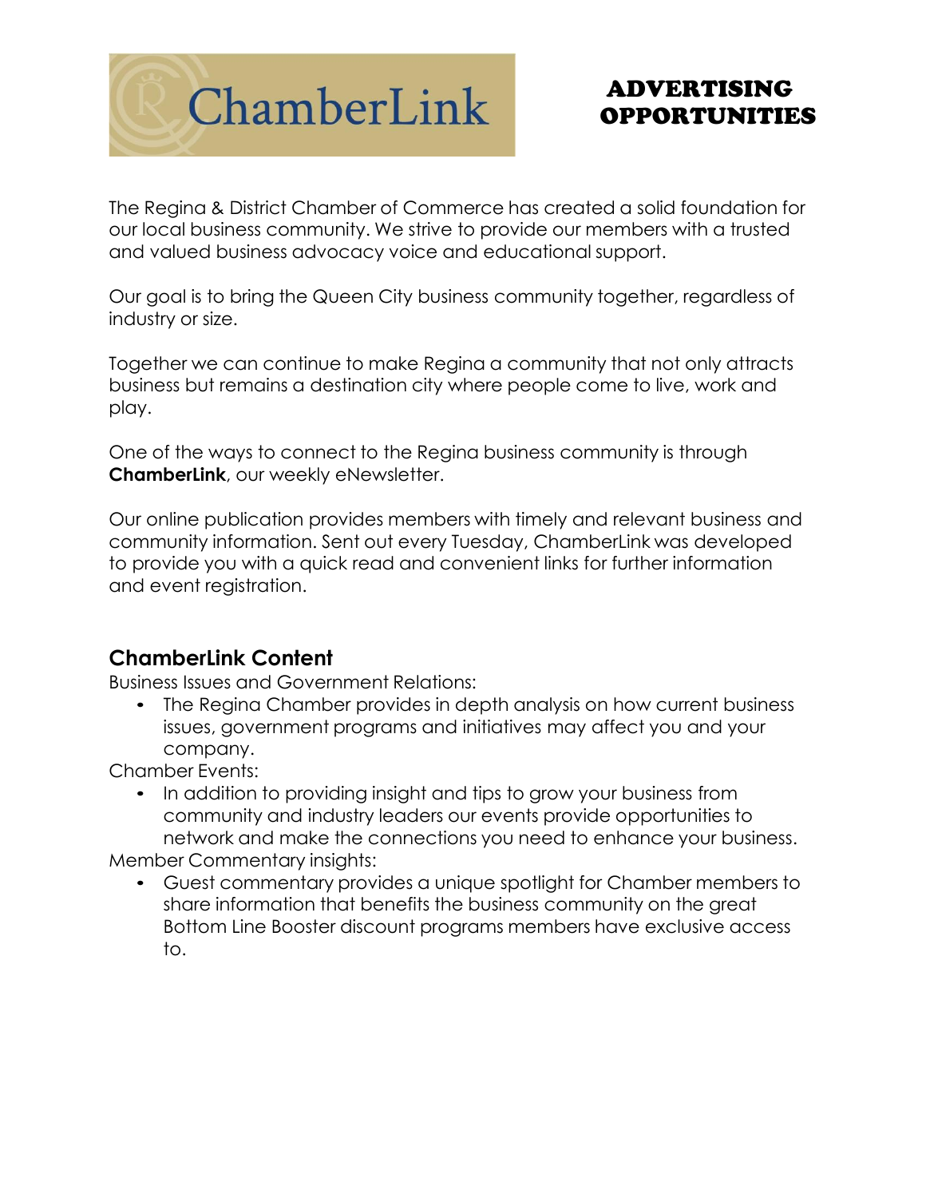# ChamberLink

## ADVERTISING OPPORTUNITIES

The Regina & District Chamber of Commerce has created a solid foundation for our local business community. We strive to provide our members with a trusted and valued business advocacy voice and educational support.

Our goal is to bring the Queen City business community together, regardless of industry or size.

Together we can continue to make Regina a community that not only attracts business but remains a destination city where people come to live, work and play.

One of the ways to connect to the Regina business community is through **ChamberLink**, our weekly eNewsletter.

Our online publication provides members with timely and relevant business and community information. Sent out every Tuesday, ChamberLink was developed to provide you with a quick read and convenient links for further information and event registration.

### ChamberLink Content

Business Issues and Government Relations:

- The Regina Chamber provides in depth analysis on how current business issues, government programs and initiatives may affect you and your company.

Chamber Events:

- In addition to providing insight and tips to grow your business from community and industry leaders our events provide opportunities to network and make the connections you need to enhance your business.

Member Commentary insights:

- Guest commentary provides a unique spotlight for Chamber members to share information that benefits the business community on the great Bottom Line Booster discount programs members have exclusive access to.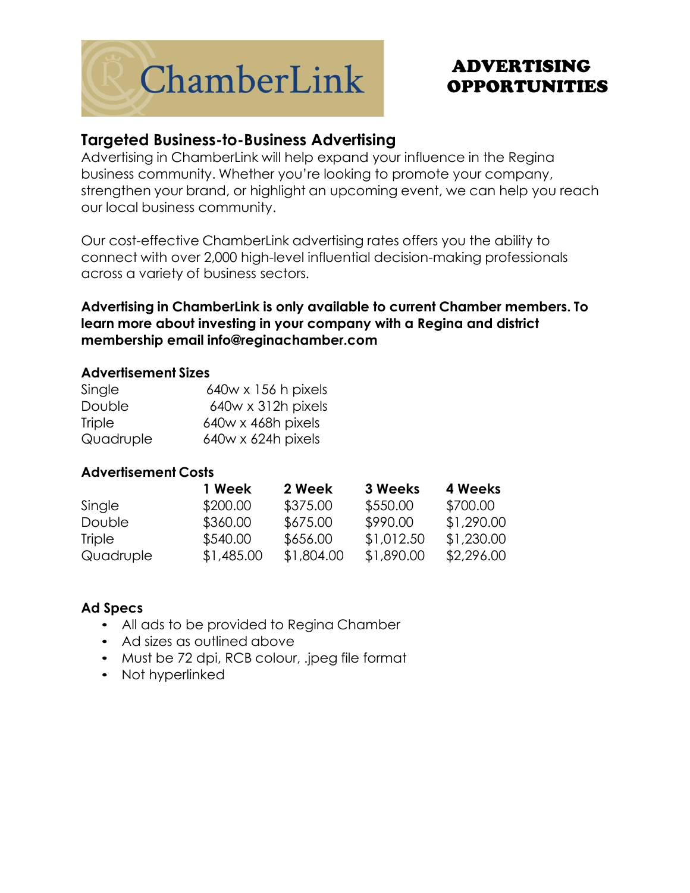ChamberLink

# ADVERTISING OPPORTUNITIES

## Targeted Business-to-Business Advertising

Advertising in ChamberLink will help expand your influence in the Regina business community. Whether you're looking to promote your company, strengthen your brand, or highlight an upcoming event, we can help you reach our local business community.

Our cost-effective ChamberLink advertising rates offers you the ability to connect with over 2,000 high-level influential decision-making professionals across a variety of business sectors.

**Advertising in ChamberLink is only available to current Chamber members. To learn more about investing in your company with a Regina and district membership email info@reginachamber.com**

### Advertisement Sizes

| | |
|---|---|
| Single | 640w x 156 h pixels |
| Double | 640w x 312h pixels |
| Triple | 640w x 468h pixels |
| Quadruple | 640w x 624h pixels |

### Advertisement Costs

| | 1 Week | 2 Week | 3 Weeks | 4 Weeks |
|---|---|---|---|---|
| Single | $200.00 | $375.00 | $550.00 | $700.00 |
| Double | $360.00 | $675.00 | $990.00 | $1,290.00 |
| Triple | $540.00 | $656.00 | $1,012.50 | $1,230.00 |
| Quadruple | $1,485.00 | $1,804.00 | $1,890.00 | $2,296.00 |

### Ad Specs

- All ads to be provided to Regina Chamber
- Ad sizes as outlined above
- Must be 72 dpi, RCB colour, .jpeg file format
- Not hyperlinked